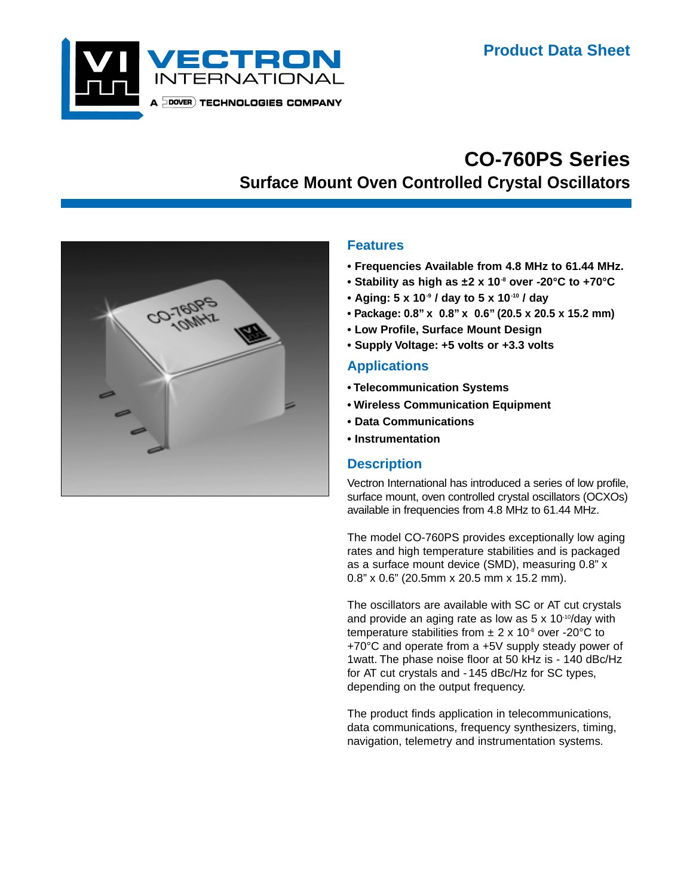Product Data Sheet

# CO-760PS Series

## Surface Mount Oven Controlled Crystal Oscillators

### Features

- **Frequencies Available from 4.8 MHz to 61.44 MHz.**
- **Stability as high as ±2 x $10^{-8}$ over -20°C to +70°C**
- **Aging: 5 x $10^{-9}$ / day to 5 x $10^{-10}$ / day**
- **Package: 0.8" x 0.8" x 0.6" (20.5 x 20.5 x 15.2 mm)**
- **Low Profile, Surface Mount Design**
- **Supply Voltage: +5 volts or +3.3 volts**

### Applications

- **Telecommunication Systems**
- **Wireless Communication Equipment**
- **Data Communications**
- **Instrumentation**

### Description

Vectron International has introduced a series of low profile, surface mount, oven controlled crystal oscillators (OCXOs) available in frequencies from 4.8 MHz to 61.44 MHz.

The model CO-760PS provides exceptionally low aging rates and high temperature stabilities and is packaged as a surface mount device (SMD), measuring 0.8" x 0.8" x 0.6" (20.5mm x 20.5 mm x 15.2 mm).

The oscillators are available with SC or AT cut crystals and provide an aging rate as low as 5 x $10^{-10}$/day with temperature stabilities from ± 2 x $10^{-8}$ over -20°C to +70°C and operate from a +5V supply steady power of 1watt. The phase noise floor at 50 kHz is - 140 dBc/Hz for AT cut crystals and - 145 dBc/Hz for SC types, depending on the output frequency.

The product finds application in telecommunications, data communications, frequency synthesizers, timing, navigation, telemetry and instrumentation systems.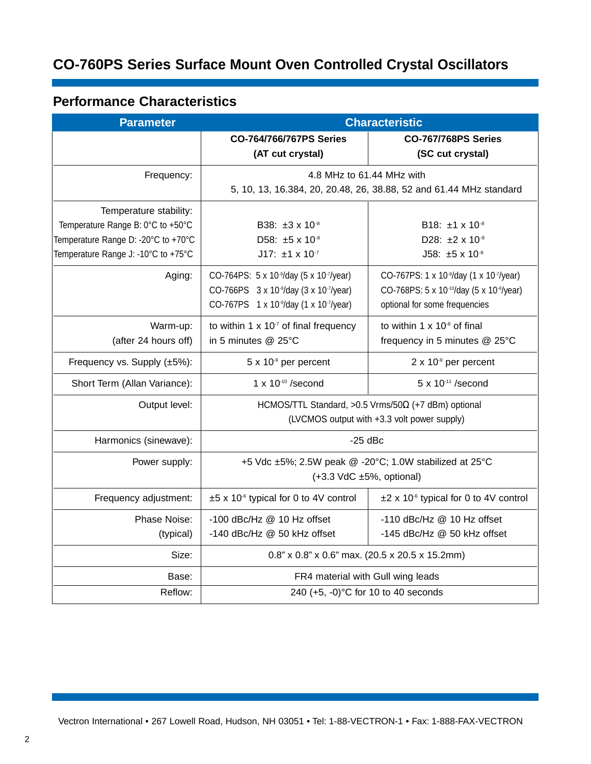# CO-760PS Series Surface Mount Oven Controlled Crystal Oscillators

## Performance Characteristics

| Parameter | Characteristic | |
|---|---|---|
| | **CO-764/766/767PS Series (AT cut crystal)** | **CO-767/768PS Series (SC cut crystal)** |
| Frequency: | 4.8 MHz to 61.44 MHz with 5, 10, 13, 16.384, 20, 20.48, 26, 38.88, 52 and 61.44 MHz standard | |
| Temperature stability:<br>Temperature Range B: 0°C to +50°C<br>Temperature Range D: -20°C to +70°C<br>Temperature Range J: -10°C to +75°C | B38: $\pm 3 \times 10^{-8}$<br>D58: $\pm 5 \times 10^{-8}$<br>J17: $\pm 1 \times 10^{-7}$ | B18: $\pm 1 \times 10^{-8}$<br>D28: $\pm 2 \times 10^{-8}$<br>J58: $\pm 5 \times 10^{-8}$ |
| Aging: | CO-764PS: $5 \times 10^{-9}$/day ($5 \times 10^{-7}$/year)<br>CO-766PS $3 \times 10^{-9}$/day ($3 \times 10^{-7}$/year)<br>CO-767PS $1 \times 10^{-9}$/day ($1 \times 10^{-7}$/year) | CO-767PS: $1 \times 10^{-9}$/day ($1 \times 10^{-7}$/year)<br>CO-768PS: $5 \times 10^{-10}$/day ($5 \times 10^{-8}$/year)<br>optional for some frequencies |
| Warm-up:<br>(after 24 hours off) | to within $1 \times 10^{-7}$ of final frequency in 5 minutes @ 25°C | to within $1 \times 10^{-8}$ of final frequency in 5 minutes @ 25°C |
| Frequency vs. Supply (±5%): | $5 \times 10^{-9}$ per percent | $2 \times 10^{-9}$ per percent |
| Short Term (Allan Variance): | $1 \times 10^{-10}$ /second | $5 \times 10^{-11}$ /second |
| Output level: | HCMOS/TTL Standard, >0.5 Vrms/50Ω (+7 dBm) optional (LVCMOS output with +3.3 volt power supply) | |
| Harmonics (sinewave): | -25 dBc | |
| Power supply: | +5 Vdc ±5%; 2.5W peak @ -20°C; 1.0W stabilized at 25°C (+3.3 VdC ±5%, optional) | |
| Frequency adjustment: | $\pm 5 \times 10^{-6}$ typical for 0 to 4V control | $\pm 2 \times 10^{-6}$ typical for 0 to 4V control |
| Phase Noise:<br>(typical) | -100 dBc/Hz @ 10 Hz offset<br>-140 dBc/Hz @ 50 kHz offset | -110 dBc/Hz @ 10 Hz offset<br>-145 dBc/Hz @ 50 kHz offset |
| Size: | 0.8" x 0.8" x 0.6" max. (20.5 x 20.5 x 15.2mm) | |
| Base: | FR4 material with Gull wing leads | |
| Reflow: | 240 (+5, -0)°C for 10 to 40 seconds | |

Vectron International • 267 Lowell Road, Hudson, NH 03051 • Tel: 1-88-VECTRON-1 • Fax: 1-888-FAX-VECTRON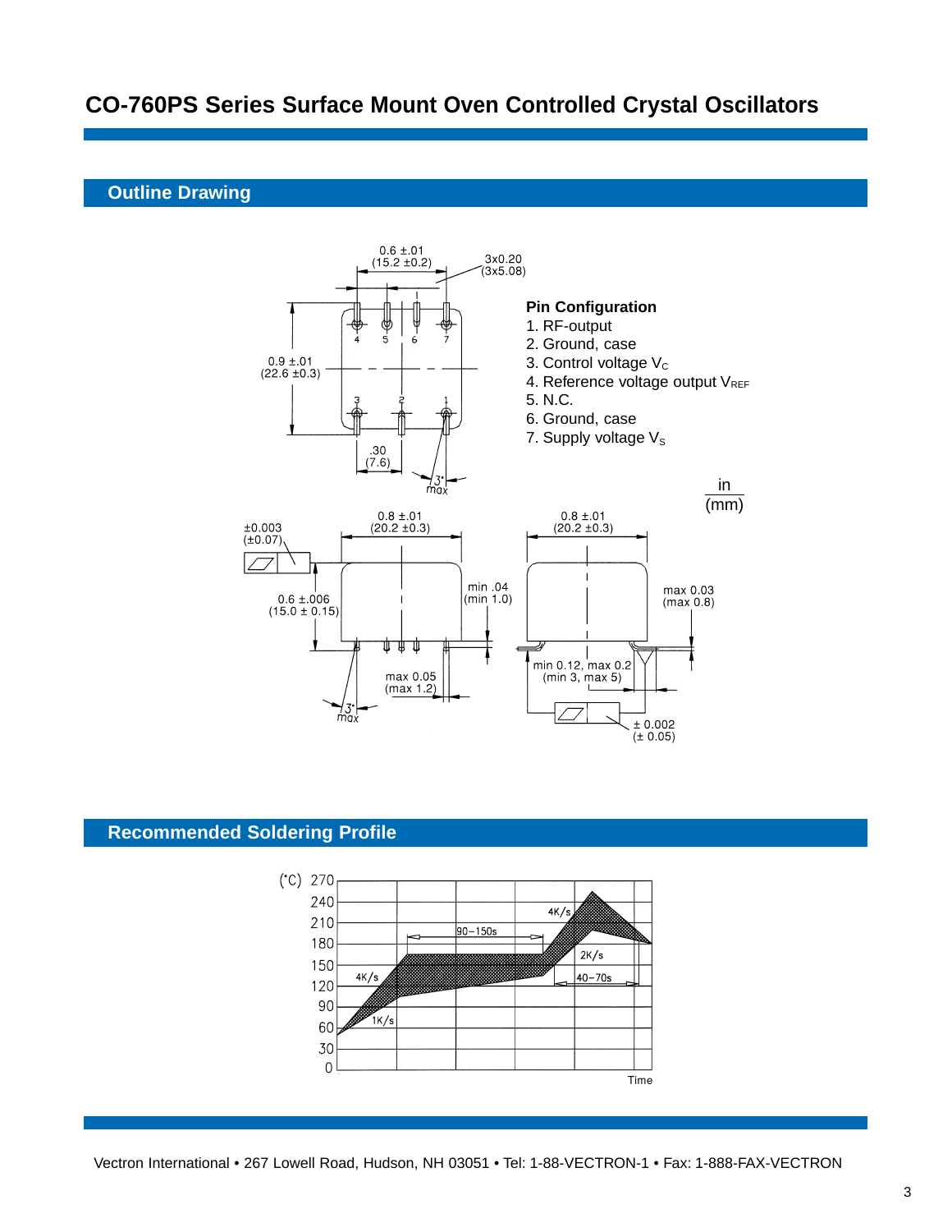# CO-760PS Series Surface Mount Oven Controlled Crystal Oscillators

## Outline Drawing

**Pin Configuration**

1. RF-output
2. Ground, case
3. Control voltage $V_C$
4. Reference voltage output $V_{REF}$
5. N.C.
6. Ground, case
7. Supply voltage $V_S$

## Recommended Soldering Profile

Vectron International • 267 Lowell Road, Hudson, NH 03051 • Tel: 1-88-VECTRON-1 • Fax: 1-888-FAX-VECTRON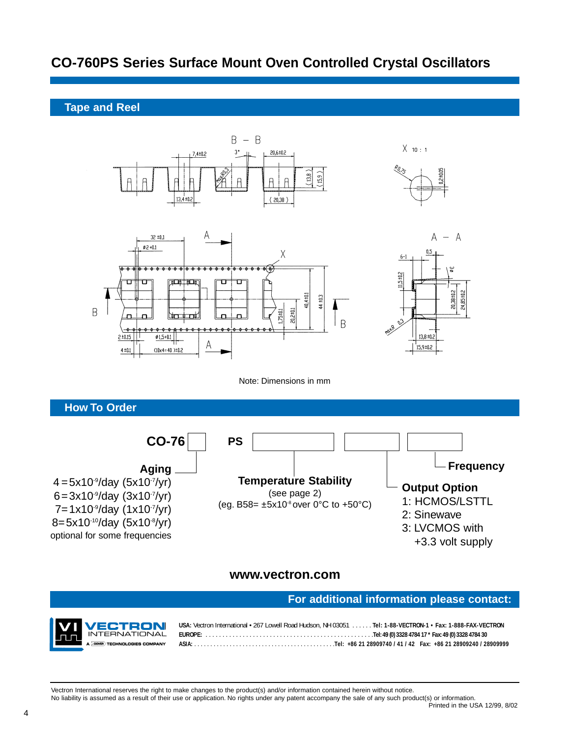# CO-760PS Series Surface Mount Oven Controlled Crystal Oscillators

## Tape and Reel

B – B

7,4±0.2
3°
20,6±0.2
max R0,3
13,8
15,9
13,4±0.2
20,38

X 10 : 1

R0,75
0,2±0,05

A – A

32 ±0,1
ø2 +0,1
A
X
B
40,4±0,1
44 ±0,3
1,75±0,1
20,2±0,1
B
2 ±0,15
ø1,5+0,1
4 ±0,1
(10x4=40 )±0,2
A

6-1
0,5
ø3
11,5±0,2
20,38±0,2
24,85±0,2
max R 0,3
13,8±0,2
15,9±0,2

Note: Dimensions in mm

## How To Order

CO-76 [ ] PS [ ] [ ] [ ]

**Aging**
- 4 = $5x10^{-9}$/day ($5x10^{-7}$/yr)
- 6 = $3x10^{-9}$/day ($3x10^{-7}$/yr)
- 7 = $1x10^{-9}$/day ($1x10^{-7}$/yr)
- 8 = $5x10^{-10}$/day ($5x10^{-8}$/yr)

optional for some frequencies

**Temperature Stability**
(see page 2)
(eg. B58= ±$5x10^{-8}$ over 0°C to +50°C)

**Output Option**
- 1: HCMOS/LSTTL
- 2: Sinewave
- 3: LVCMOS with +3.3 volt supply

**Frequency**

**www.vectron.com**

## For additional information please contact:

VECTRON INTERNATIONAL
A DOVER TECHNOLOGIES COMPANY

**USA:** Vectron International • 267 Lowell Road Hudson, NH 03051 ...... **Tel: 1-88-VECTRON-1 • Fax: 1-888-FAX-VECTRON**
**EUROPE:** ........................................ **Tel: 49 (0) 3328 4784 17 * Fax: 49 (0) 3328 4784 30**
**ASIA:** ........................................ **Tel: +86 21 28909740 / 41 / 42 Fax: +86 21 28909240 / 28909999**

Vectron International reserves the right to make changes to the product(s) and/or information contained herein without notice.
No liability is assumed as a result of their use or application. No rights under any patent accompany the sale of any such product(s) or information.
Printed in the USA 12/99, 8/02